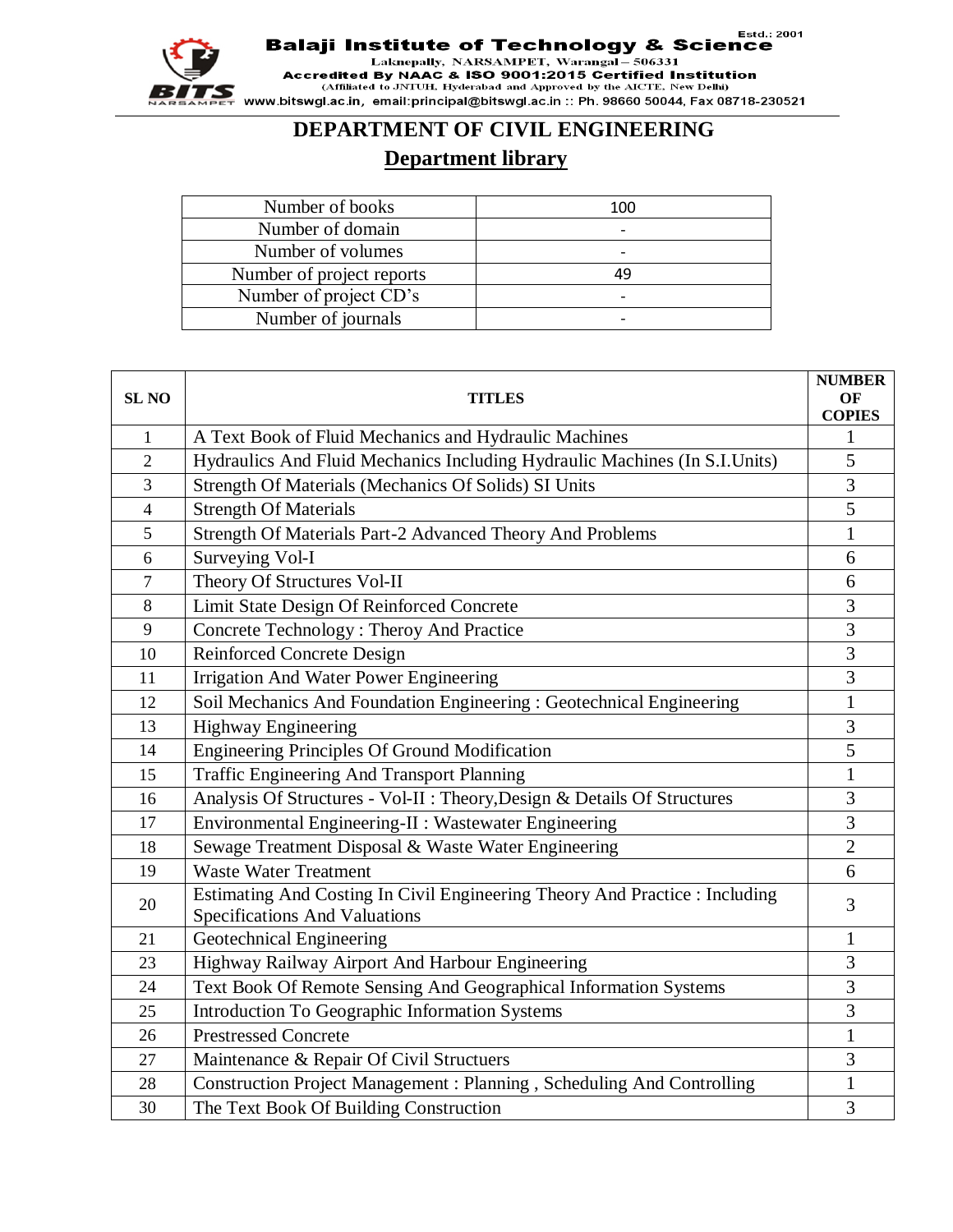**Balaji Institute of Technology & Science**

Estd.: 2001

Laknepally, NARSAMPET, Warangal – 506331

Accredited By NAAC & ISO 9001:2015 Certified Institution

(Affiliated to JNTUH, Hyderabad and Approved by the AICTE, New Delhi)

www.bitswgl.ac.in, email:principal@bitswgl.ac.in :: Ph. 98660 50044, Fax 08718-230521

# DEPARTMENT OF CIVIL ENGINEERING

## Department library

| | |
|---|---|
| Number of books | 100 |
| Number of domain | - |
| Number of volumes | - |
| Number of project reports | 49 |
| Number of project CD's | - |
| Number of journals | - |

| SL NO | TITLES | NUMBER OF COPIES |
|---|---|---|
| 1 | A Text Book of Fluid Mechanics and Hydraulic Machines | 1 |
| 2 | Hydraulics And Fluid Mechanics Including Hydraulic Machines (In S.I.Units) | 5 |
| 3 | Strength Of Materials (Mechanics Of Solids) SI Units | 3 |
| 4 | Strength Of Materials | 5 |
| 5 | Strength Of Materials Part-2 Advanced Theory And Problems | 1 |
| 6 | Surveying Vol-I | 6 |
| 7 | Theory Of Structures Vol-II | 6 |
| 8 | Limit State Design Of Reinforced Concrete | 3 |
| 9 | Concrete Technology : Theroy And Practice | 3 |
| 10 | Reinforced Concrete Design | 3 |
| 11 | Irrigation And Water Power Engineering | 3 |
| 12 | Soil Mechanics And Foundation Engineering : Geotechnical Engineering | 1 |
| 13 | Highway Engineering | 3 |
| 14 | Engineering Principles Of Ground Modification | 5 |
| 15 | Traffic Engineering And Transport Planning | 1 |
| 16 | Analysis Of Structures - Vol-II : Theory,Design & Details Of Structures | 3 |
| 17 | Environmental Engineering-II : Wastewater Engineering | 3 |
| 18 | Sewage Treatment Disposal & Waste Water Engineering | 2 |
| 19 | Waste Water Treatment | 6 |
| 20 | Estimating And Costing In Civil Engineering Theory And Practice : Including Specifications And Valuations | 3 |
| 21 | Geotechnical Engineering | 1 |
| 23 | Highway Railway Airport And Harbour Engineering | 3 |
| 24 | Text Book Of Remote Sensing And Geographical Information Systems | 3 |
| 25 | Introduction To Geographic Information Systems | 3 |
| 26 | Prestressed Concrete | 1 |
| 27 | Maintenance & Repair Of Civil Structuers | 3 |
| 28 | Construction Project Management : Planning , Scheduling And Controlling | 1 |
| 30 | The Text Book Of Building Construction | 3 |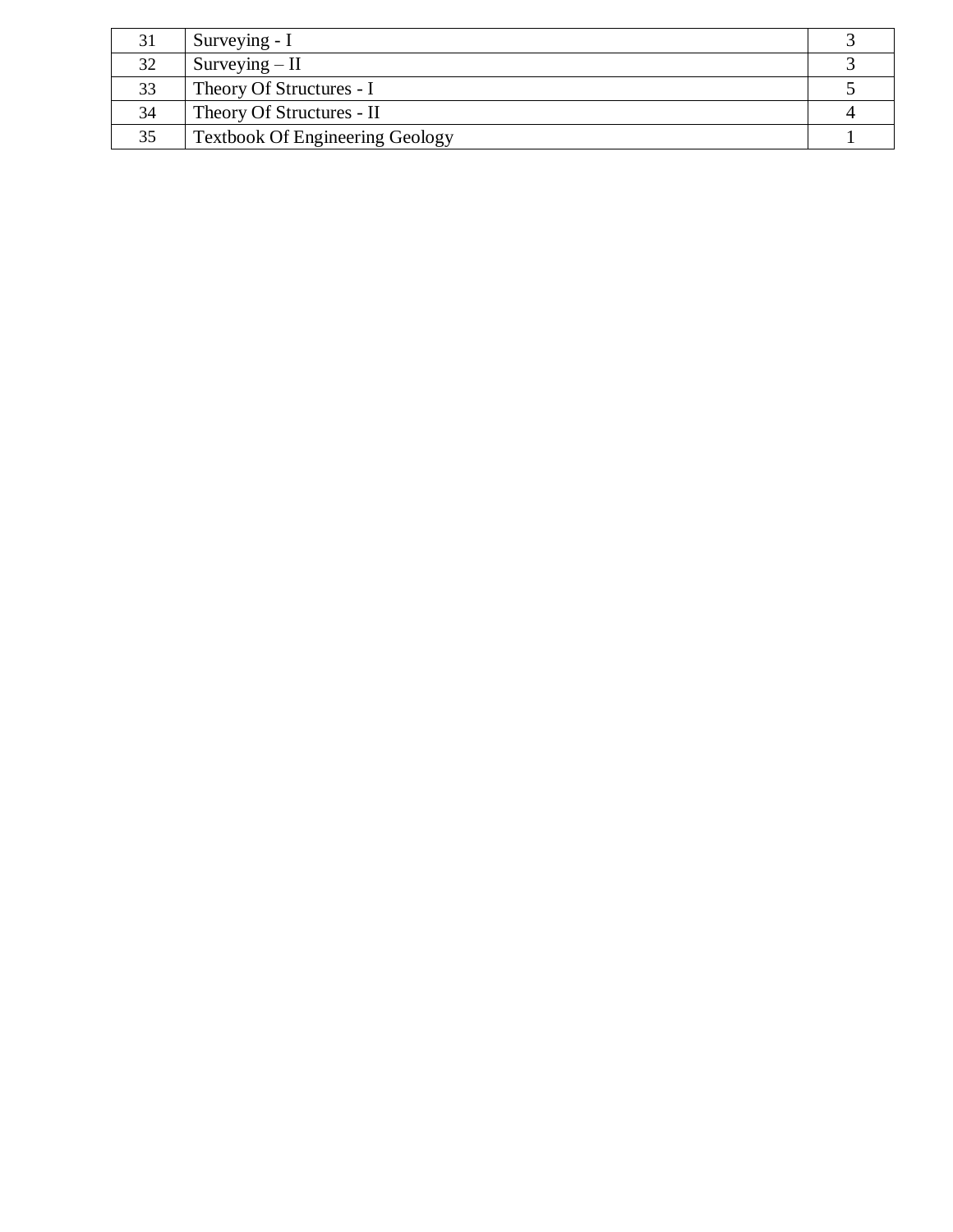| | | |
|---|---|---|
| 31 | Surveying - I | 3 |
| 32 | Surveying – II | 3 |
| 33 | Theory Of Structures - I | 5 |
| 34 | Theory Of Structures - II | 4 |
| 35 | Textbook Of Engineering Geology | 1 |